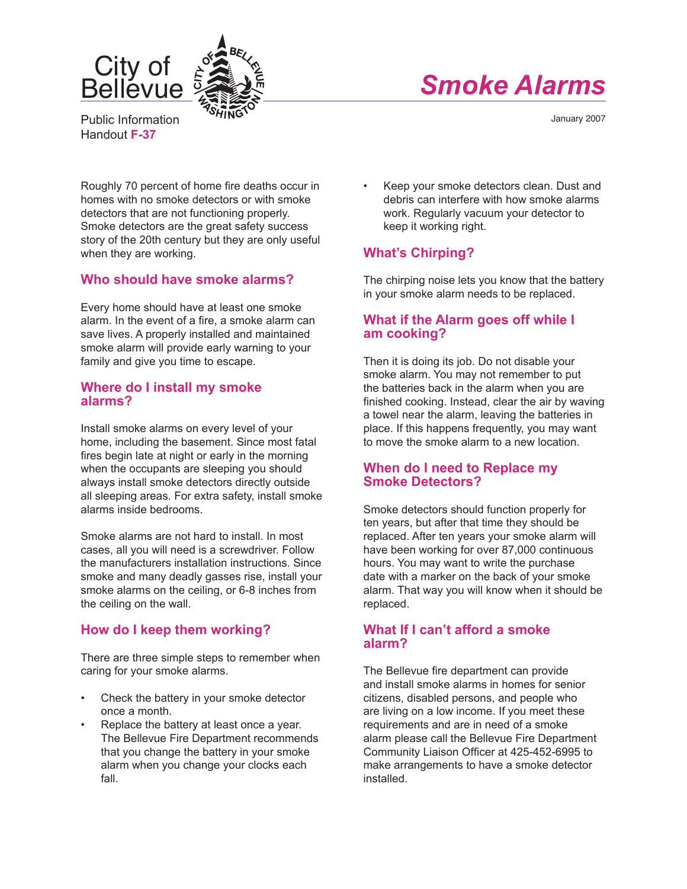City of Bellevue

Public Information Handout **F-37**

# *Smoke Alarms*

January 2007

Roughly 70 percent of home fire deaths occur in homes with no smoke detectors or with smoke detectors that are not functioning properly. Smoke detectors are the great safety success story of the 20th century but they are only useful when they are working.

## Who should have smoke alarms?

Every home should have at least one smoke alarm. In the event of a fire, a smoke alarm can save lives. A properly installed and maintained smoke alarm will provide early warning to your family and give you time to escape.

## Where do I install my smoke alarms?

Install smoke alarms on every level of your home, including the basement. Since most fatal fires begin late at night or early in the morning when the occupants are sleeping you should always install smoke detectors directly outside all sleeping areas. For extra safety, install smoke alarms inside bedrooms.

Smoke alarms are not hard to install. In most cases, all you will need is a screwdriver. Follow the manufacturers installation instructions. Since smoke and many deadly gasses rise, install your smoke alarms on the ceiling, or 6-8 inches from the ceiling on the wall.

## How do I keep them working?

There are three simple steps to remember when caring for your smoke alarms.

- Check the battery in your smoke detector once a month.
- Replace the battery at least once a year. The Bellevue Fire Department recommends that you change the battery in your smoke alarm when you change your clocks each fall.
- Keep your smoke detectors clean. Dust and debris can interfere with how smoke alarms work. Regularly vacuum your detector to keep it working right.

## What's Chirping?

The chirping noise lets you know that the battery in your smoke alarm needs to be replaced.

## What if the Alarm goes off while I am cooking?

Then it is doing its job. Do not disable your smoke alarm. You may not remember to put the batteries back in the alarm when you are finished cooking. Instead, clear the air by waving a towel near the alarm, leaving the batteries in place. If this happens frequently, you may want to move the smoke alarm to a new location.

## When do I need to Replace my Smoke Detectors?

Smoke detectors should function properly for ten years, but after that time they should be replaced. After ten years your smoke alarm will have been working for over 87,000 continuous hours. You may want to write the purchase date with a marker on the back of your smoke alarm. That way you will know when it should be replaced.

## What If I can't afford a smoke alarm?

The Bellevue fire department can provide and install smoke alarms in homes for senior citizens, disabled persons, and people who are living on a low income. If you meet these requirements and are in need of a smoke alarm please call the Bellevue Fire Department Community Liaison Officer at 425-452-6995 to make arrangements to have a smoke detector installed.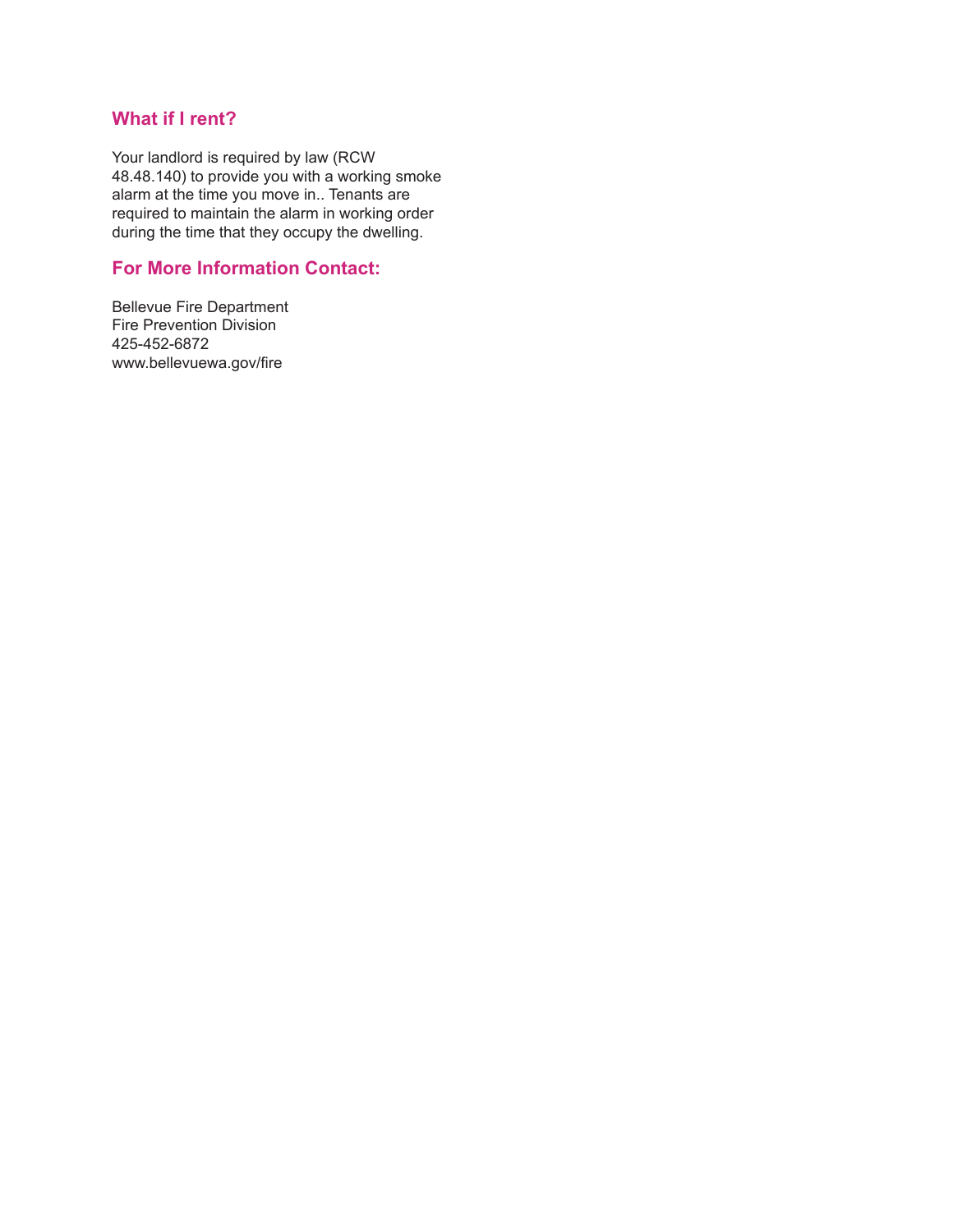## What if I rent?

Your landlord is required by law (RCW 48.48.140) to provide you with a working smoke alarm at the time you move in.. Tenants are required to maintain the alarm in working order during the time that they occupy the dwelling.

## For More Information Contact:

Bellevue Fire Department
Fire Prevention Division
425-452-6872
www.bellevuewa.gov/fire